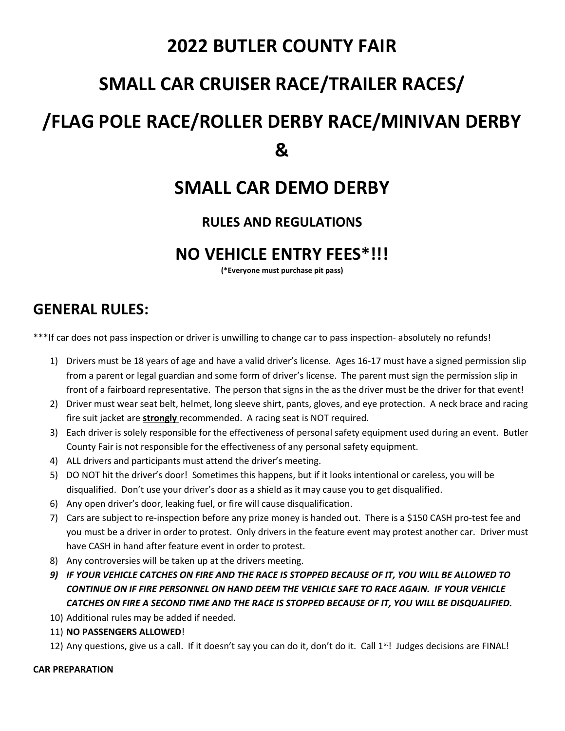# 2022 BUTLER COUNTY FAIR

# SMALL CAR CRUISER RACE/TRAILER RACES/

# /FLAG POLE RACE/ROLLER DERBY RACE/MINIVAN DERBY

# &

# SMALL CAR DEMO DERBY

### RULES AND REGULATIONS

## NO VEHICLE ENTRY FEES*!!!

**(*Everyone must purchase pit pass)**

## GENERAL RULES:

***If car does not pass inspection or driver is unwilling to change car to pass inspection- absolutely no refunds!

1) Drivers must be 18 years of age and have a valid driver's license. Ages 16-17 must have a signed permission slip from a parent or legal guardian and some form of driver's license. The parent must sign the permission slip in front of a fairboard representative. The person that signs in the as the driver must be the driver for that event!
2) Driver must wear seat belt, helmet, long sleeve shirt, pants, gloves, and eye protection. A neck brace and racing fire suit jacket are **strongly** recommended. A racing seat is NOT required.
3) Each driver is solely responsible for the effectiveness of personal safety equipment used during an event. Butler County Fair is not responsible for the effectiveness of any personal safety equipment.
4) ALL drivers and participants must attend the driver's meeting.
5) DO NOT hit the driver's door! Sometimes this happens, but if it looks intentional or careless, you will be disqualified. Don't use your driver's door as a shield as it may cause you to get disqualified.
6) Any open driver's door, leaking fuel, or fire will cause disqualification.
7) Cars are subject to re-inspection before any prize money is handed out. There is a $150 CASH pro-test fee and you must be a driver in order to protest. Only drivers in the feature event may protest another car. Driver must have CASH in hand after feature event in order to protest.
8) Any controversies will be taken up at the drivers meeting.
9) ***IF YOUR VEHICLE CATCHES ON FIRE AND THE RACE IS STOPPED BECAUSE OF IT, YOU WILL BE ALLOWED TO CONTINUE ON IF FIRE PERSONNEL ON HAND DEEM THE VEHICLE SAFE TO RACE AGAIN. IF YOUR VEHICLE CATCHES ON FIRE A SECOND TIME AND THE RACE IS STOPPED BECAUSE OF IT, YOU WILL BE DISQUALIFIED.***
10) Additional rules may be added if needed.
11) **NO PASSENGERS ALLOWED**!
12) Any questions, give us a call. If it doesn't say you can do it, don't do it. Call 1st! Judges decisions are FINAL!

**CAR PREPARATION**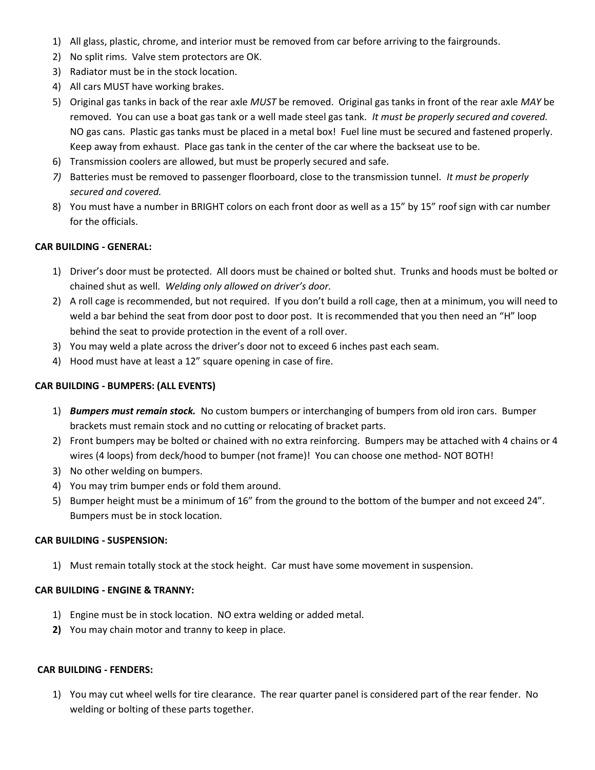1) All glass, plastic, chrome, and interior must be removed from car before arriving to the fairgrounds.
2) No split rims. Valve stem protectors are OK.
3) Radiator must be in the stock location.
4) All cars MUST have working brakes.
5) Original gas tanks in back of the rear axle *MUST* be removed. Original gas tanks in front of the rear axle *MAY* be removed. You can use a boat gas tank or a well made steel gas tank. *It must be properly secured and covered.* NO gas cans. Plastic gas tanks must be placed in a metal box! Fuel line must be secured and fastened properly. Keep away from exhaust. Place gas tank in the center of the car where the backseat use to be.
6) Transmission coolers are allowed, but must be properly secured and safe.
7) Batteries must be removed to passenger floorboard, close to the transmission tunnel. *It must be properly secured and covered.*
8) You must have a number in BRIGHT colors on each front door as well as a 15" by 15" roof sign with car number for the officials.

**CAR BUILDING - GENERAL:**

1) Driver's door must be protected. All doors must be chained or bolted shut. Trunks and hoods must be bolted or chained shut as well. *Welding only allowed on driver's door.*
2) A roll cage is recommended, but not required. If you don't build a roll cage, then at a minimum, you will need to weld a bar behind the seat from door post to door post. It is recommended that you then need an "H" loop behind the seat to provide protection in the event of a roll over.
3) You may weld a plate across the driver's door not to exceed 6 inches past each seam.
4) Hood must have at least a 12" square opening in case of fire.

**CAR BUILDING - BUMPERS: (ALL EVENTS)**

1) ***Bumpers must remain stock.*** No custom bumpers or interchanging of bumpers from old iron cars. Bumper brackets must remain stock and no cutting or relocating of bracket parts.
2) Front bumpers may be bolted or chained with no extra reinforcing. Bumpers may be attached with 4 chains or 4 wires (4 loops) from deck/hood to bumper (not frame)! You can choose one method- NOT BOTH!
3) No other welding on bumpers.
4) You may trim bumper ends or fold them around.
5) Bumper height must be a minimum of 16" from the ground to the bottom of the bumper and not exceed 24". Bumpers must be in stock location.

**CAR BUILDING - SUSPENSION:**

1) Must remain totally stock at the stock height. Car must have some movement in suspension.

**CAR BUILDING - ENGINE & TRANNY:**

1) Engine must be in stock location. NO extra welding or added metal.
2) You may chain motor and tranny to keep in place.

**CAR BUILDING - FENDERS:**

1) You may cut wheel wells for tire clearance. The rear quarter panel is considered part of the rear fender. No welding or bolting of these parts together.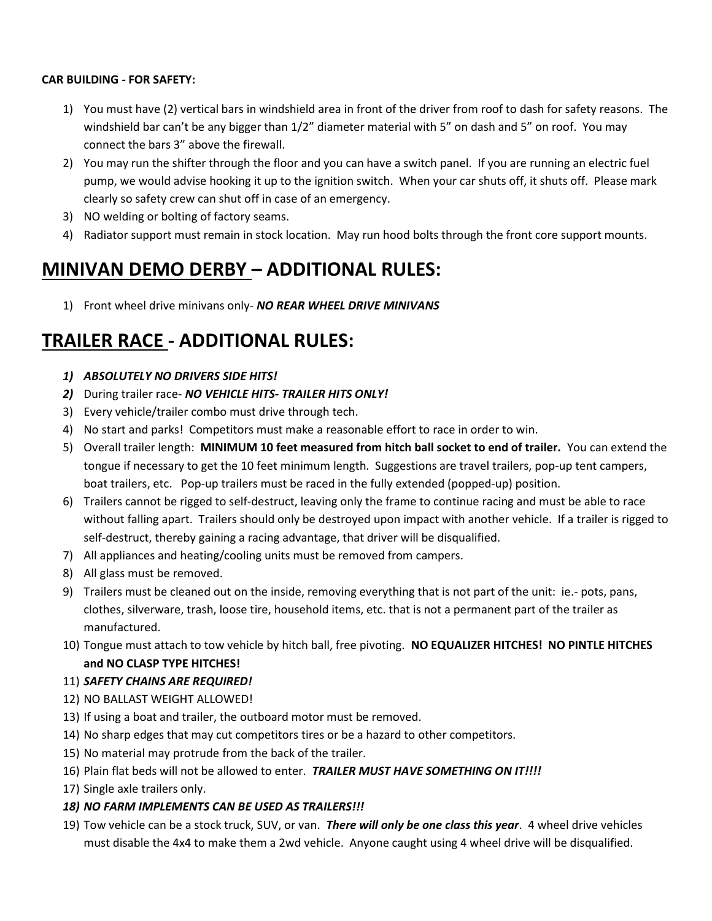**CAR BUILDING - FOR SAFETY:**

1) You must have (2) vertical bars in windshield area in front of the driver from roof to dash for safety reasons. The windshield bar can't be any bigger than 1/2" diameter material with 5" on dash and 5" on roof. You may connect the bars 3" above the firewall.
2) You may run the shifter through the floor and you can have a switch panel. If you are running an electric fuel pump, we would advise hooking it up to the ignition switch. When your car shuts off, it shuts off. Please mark clearly so safety crew can shut off in case of an emergency.
3) NO welding or bolting of factory seams.
4) Radiator support must remain in stock location. May run hood bolts through the front core support mounts.

# <u>MINIVAN DEMO DERBY</u> – ADDITIONAL RULES:

1) Front wheel drive minivans only- ***NO REAR WHEEL DRIVE MINIVANS***

# <u>TRAILER RACE</u> - ADDITIONAL RULES:

1) ***ABSOLUTELY NO DRIVERS SIDE HITS!***
2) During trailer race- ***NO VEHICLE HITS- TRAILER HITS ONLY!***
3) Every vehicle/trailer combo must drive through tech.
4) No start and parks! Competitors must make a reasonable effort to race in order to win.
5) Overall trailer length: **MINIMUM 10 feet measured from hitch ball socket to end of trailer.** You can extend the tongue if necessary to get the 10 feet minimum length. Suggestions are travel trailers, pop-up tent campers, boat trailers, etc. Pop-up trailers must be raced in the fully extended (popped-up) position.
6) Trailers cannot be rigged to self-destruct, leaving only the frame to continue racing and must be able to race without falling apart. Trailers should only be destroyed upon impact with another vehicle. If a trailer is rigged to self-destruct, thereby gaining a racing advantage, that driver will be disqualified.
7) All appliances and heating/cooling units must be removed from campers.
8) All glass must be removed.
9) Trailers must be cleaned out on the inside, removing everything that is not part of the unit: ie.- pots, pans, clothes, silverware, trash, loose tire, household items, etc. that is not a permanent part of the trailer as manufactured.
10) Tongue must attach to tow vehicle by hitch ball, free pivoting. **NO EQUALIZER HITCHES! NO PINTLE HITCHES and NO CLASP TYPE HITCHES!**
11) ***SAFETY CHAINS ARE REQUIRED!***
12) NO BALLAST WEIGHT ALLOWED!
13) If using a boat and trailer, the outboard motor must be removed.
14) No sharp edges that may cut competitors tires or be a hazard to other competitors.
15) No material may protrude from the back of the trailer.
16) Plain flat beds will not be allowed to enter. ***TRAILER MUST HAVE SOMETHING ON IT!!!!***
17) Single axle trailers only.
18) ***NO FARM IMPLEMENTS CAN BE USED AS TRAILERS!!!***
19) Tow vehicle can be a stock truck, SUV, or van. ***There will only be one class this year***. 4 wheel drive vehicles must disable the 4x4 to make them a 2wd vehicle. Anyone caught using 4 wheel drive will be disqualified.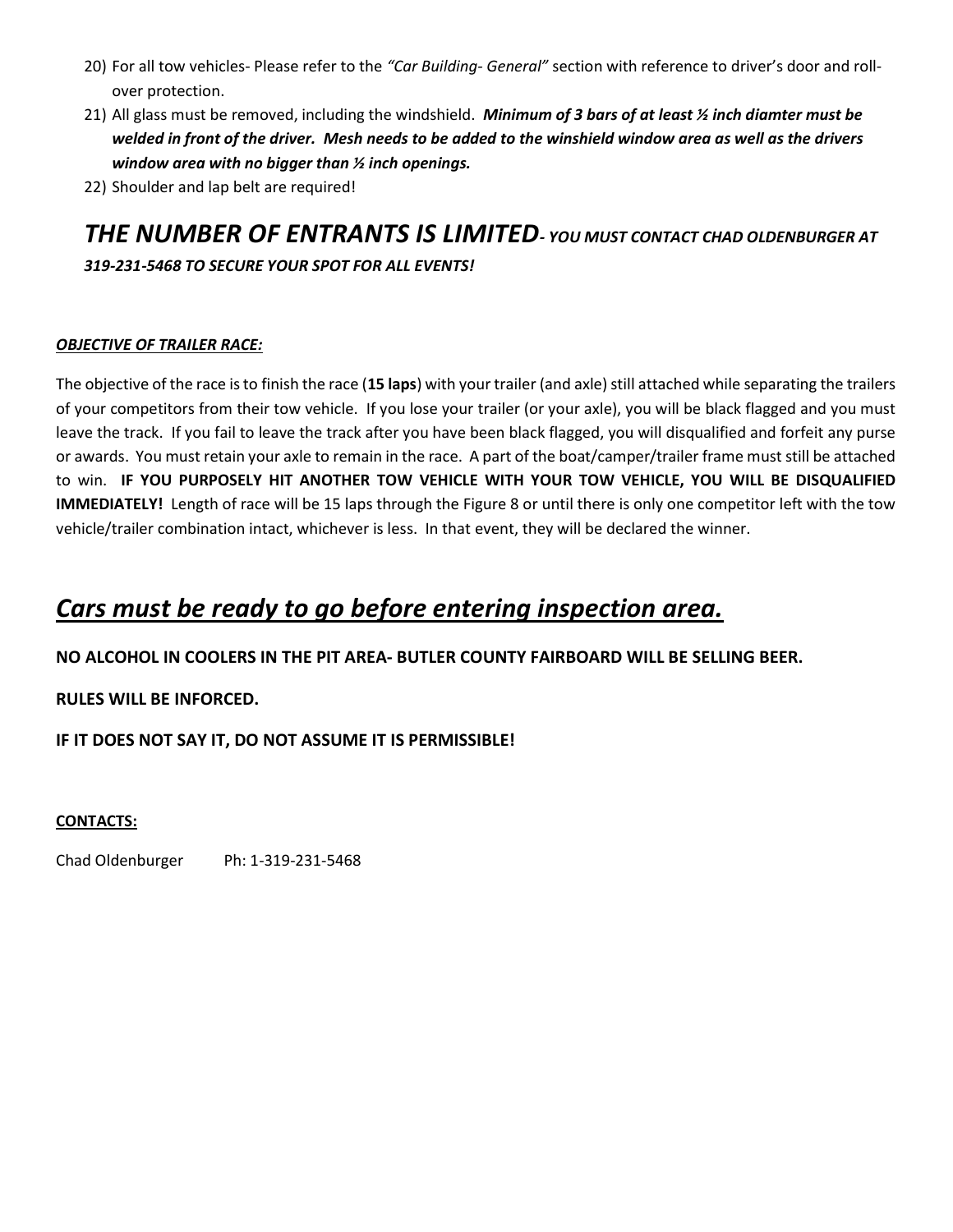20) For all tow vehicles- Please refer to the *"Car Building- General"* section with reference to driver's door and roll-over protection.
21) All glass must be removed, including the windshield. ***Minimum of 3 bars of at least ½ inch diamter must be welded in front of the driver. Mesh needs to be added to the winshield window area as well as the drivers window area with no bigger than ½ inch openings.***
22) Shoulder and lap belt are required!

## *THE NUMBER OF ENTRANTS IS LIMITED- YOU MUST CONTACT CHAD OLDENBURGER AT 319-231-5468 TO SECURE YOUR SPOT FOR ALL EVENTS!*

***OBJECTIVE OF TRAILER RACE:***

The objective of the race is to finish the race (**15 laps**) with your trailer (and axle) still attached while separating the trailers of your competitors from their tow vehicle. If you lose your trailer (or your axle), you will be black flagged and you must leave the track. If you fail to leave the track after you have been black flagged, you will disqualified and forfeit any purse or awards. You must retain your axle to remain in the race. A part of the boat/camper/trailer frame must still be attached to win. **IF YOU PURPOSELY HIT ANOTHER TOW VEHICLE WITH YOUR TOW VEHICLE, YOU WILL BE DISQUALIFIED IMMEDIATELY!** Length of race will be 15 laps through the Figure 8 or until there is only one competitor left with the tow vehicle/trailer combination intact, whichever is less. In that event, they will be declared the winner.

## *Cars must be ready to go before entering inspection area.*

**NO ALCOHOL IN COOLERS IN THE PIT AREA- BUTLER COUNTY FAIRBOARD WILL BE SELLING BEER.**

**RULES WILL BE INFORCED.**

**IF IT DOES NOT SAY IT, DO NOT ASSUME IT IS PERMISSIBLE!**

**CONTACTS:**

Chad Oldenburger Ph: 1-319-231-5468